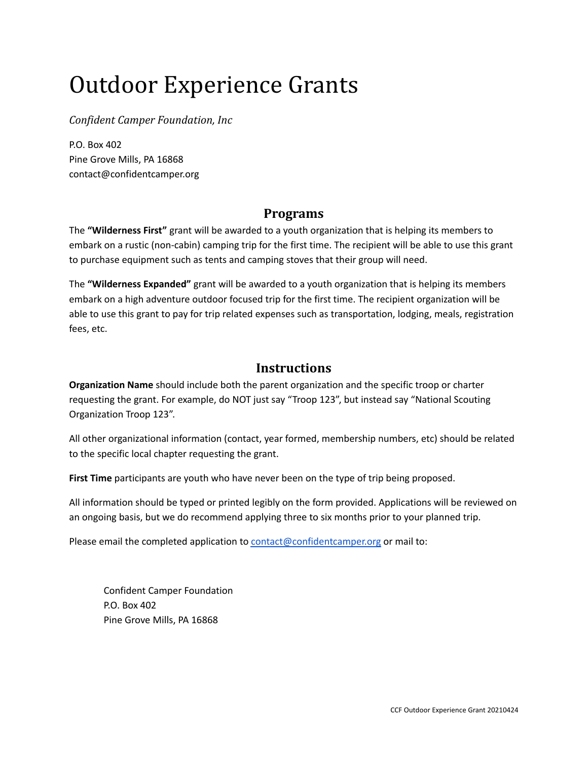# Outdoor Experience Grants

*Confident Camper Foundation, Inc*

P.O. Box 402
Pine Grove Mills, PA 16868
contact@confidentcamper.org

## Programs

The **"Wilderness First"** grant will be awarded to a youth organization that is helping its members to embark on a rustic (non-cabin) camping trip for the first time. The recipient will be able to use this grant to purchase equipment such as tents and camping stoves that their group will need.

The **"Wilderness Expanded"** grant will be awarded to a youth organization that is helping its members embark on a high adventure outdoor focused trip for the first time. The recipient organization will be able to use this grant to pay for trip related expenses such as transportation, lodging, meals, registration fees, etc.

## Instructions

**Organization Name** should include both the parent organization and the specific troop or charter requesting the grant. For example, do NOT just say "Troop 123", but instead say "National Scouting Organization Troop 123".

All other organizational information (contact, year formed, membership numbers, etc) should be related to the specific local chapter requesting the grant.

**First Time** participants are youth who have never been on the type of trip being proposed.

All information should be typed or printed legibly on the form provided. Applications will be reviewed on an ongoing basis, but we do recommend applying three to six months prior to your planned trip.

Please email the completed application to contact@confidentcamper.org or mail to:

> Confident Camper Foundation
> P.O. Box 402
> Pine Grove Mills, PA 16868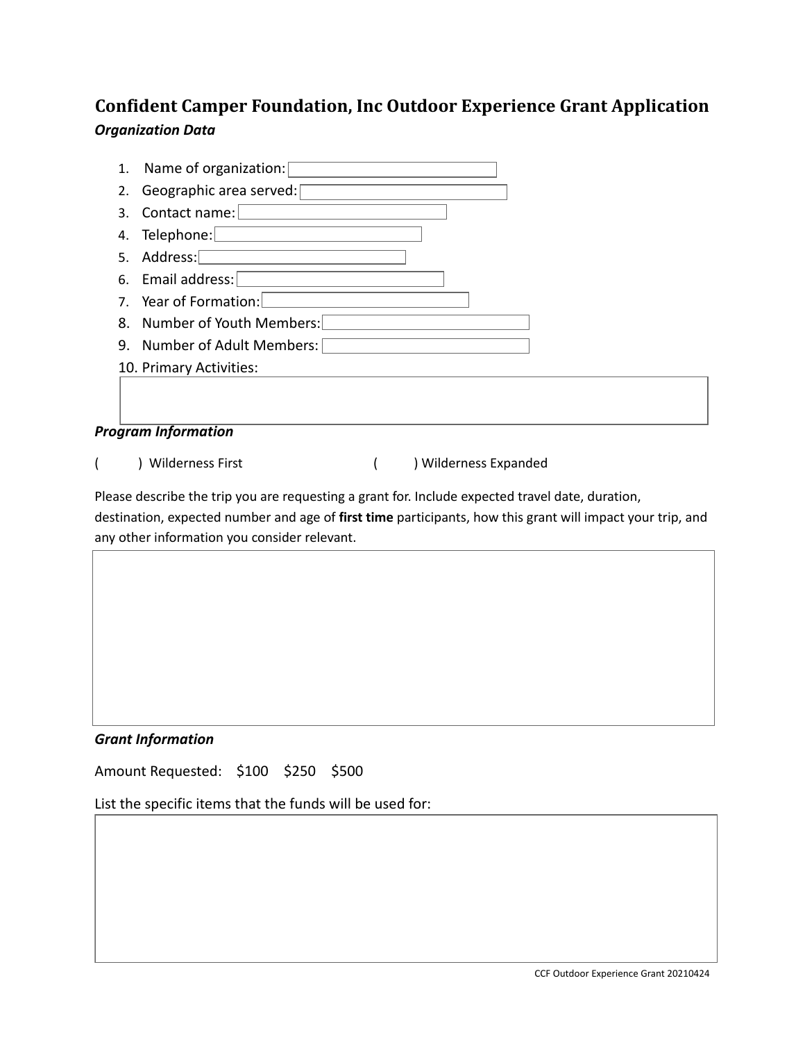# Confident Camper Foundation, Inc Outdoor Experience Grant Application

***Organization Data***

1. Name of organization:
2. Geographic area served:
3. Contact name:
4. Telephone:
5. Address:
6. Email address:
7. Year of Formation:
8. Number of Youth Members:
9. Number of Adult Members:
10. Primary Activities:

***Program Information***

(     ) Wilderness First     (     ) Wilderness Expanded

Please describe the trip you are requesting a grant for. Include expected travel date, duration, destination, expected number and age of **first time** participants, how this grant will impact your trip, and any other information you consider relevant.

***Grant Information***

Amount Requested: $100 $250 $500

List the specific items that the funds will be used for:

CCF Outdoor Experience Grant 20210424